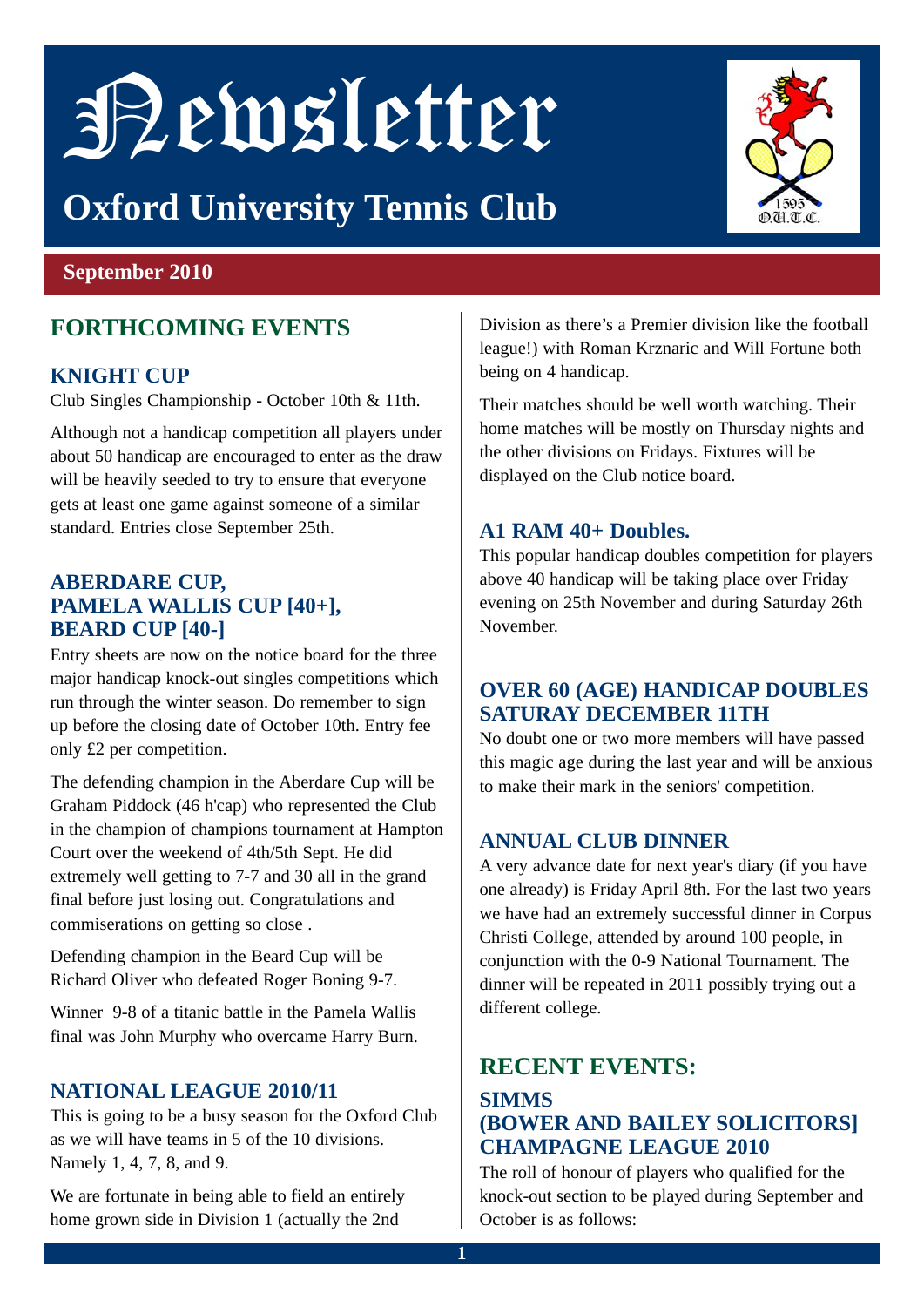# Newsletter

## Oxford University Tennis Club

**September 2010**

## FORTHCOMING EVENTS

### KNIGHT CUP

Club Singles Championship - October 10th & 11th.

Although not a handicap competition all players under about 50 handicap are encouraged to enter as the draw will be heavily seeded to try to ensure that everyone gets at least one game against someone of a similar standard. Entries close September 25th.

### ABERDARE CUP, PAMELA WALLIS CUP [40+], BEARD CUP [40-]

Entry sheets are now on the notice board for the three major handicap knock-out singles competitions which run through the winter season. Do remember to sign up before the closing date of October 10th. Entry fee only £2 per competition.

The defending champion in the Aberdare Cup will be Graham Piddock (46 h'cap) who represented the Club in the champion of champions tournament at Hampton Court over the weekend of 4th/5th Sept. He did extremely well getting to 7-7 and 30 all in the grand final before just losing out. Congratulations and commiserations on getting so close .

Defending champion in the Beard Cup will be Richard Oliver who defeated Roger Boning 9-7.

Winner 9-8 of a titanic battle in the Pamela Wallis final was John Murphy who overcame Harry Burn.

### NATIONAL LEAGUE 2010/11

This is going to be a busy season for the Oxford Club as we will have teams in 5 of the 10 divisions. Namely 1, 4, 7, 8, and 9.

We are fortunate in being able to field an entirely home grown side in Division 1 (actually the 2nd Division as there's a Premier division like the football league!) with Roman Krznaric and Will Fortune both being on 4 handicap.

Their matches should be well worth watching. Their home matches will be mostly on Thursday nights and the other divisions on Fridays. Fixtures will be displayed on the Club notice board.

### A1 RAM 40+ Doubles.

This popular handicap doubles competition for players above 40 handicap will be taking place over Friday evening on 25th November and during Saturday 26th November.

### OVER 60 (AGE) HANDICAP DOUBLES SATURAY DECEMBER 11TH

No doubt one or two more members will have passed this magic age during the last year and will be anxious to make their mark in the seniors' competition.

### ANNUAL CLUB DINNER

A very advance date for next year's diary (if you have one already) is Friday April 8th. For the last two years we have had an extremely successful dinner in Corpus Christi College, attended by around 100 people, in conjunction with the 0-9 National Tournament. The dinner will be repeated in 2011 possibly trying out a different college.

## RECENT EVENTS:

### SIMMS (BOWER AND BAILEY SOLICITORS] CHAMPAGNE LEAGUE 2010

The roll of honour of players who qualified for the knock-out section to be played during September and October is as follows: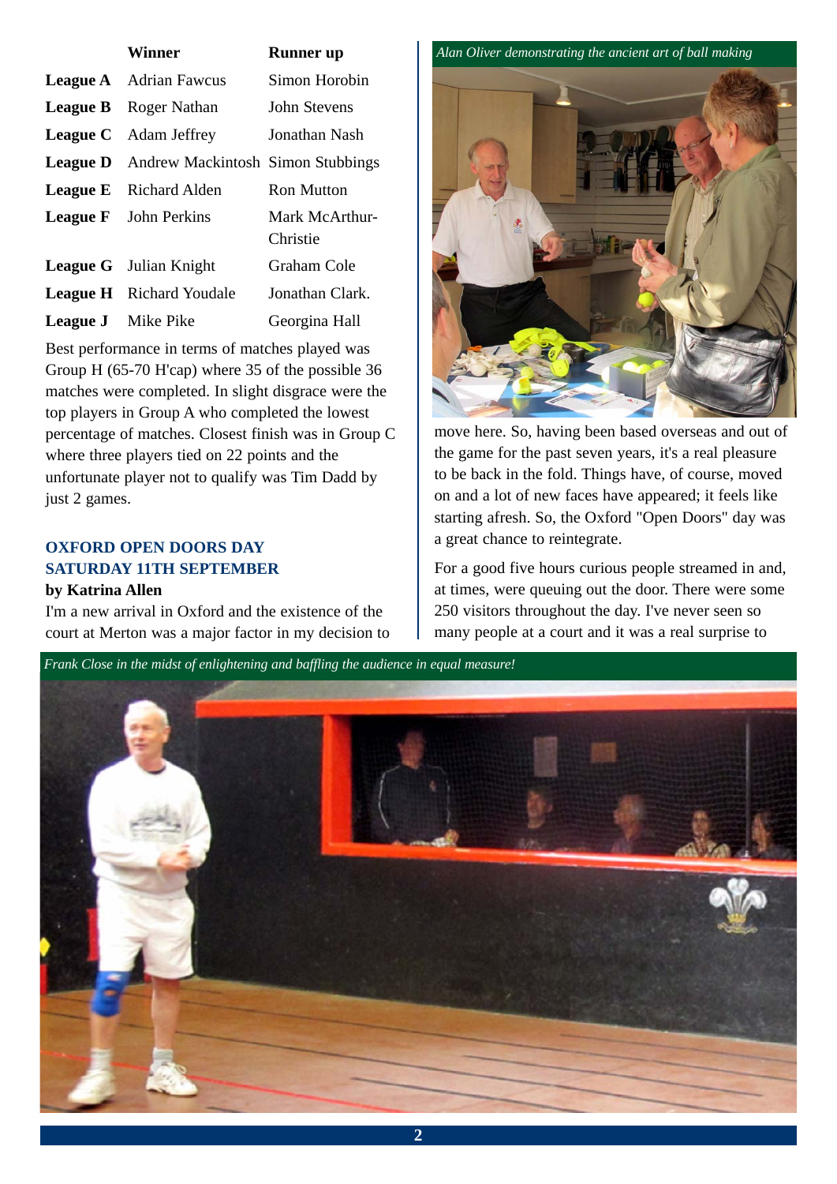| | Winner | Runner up |
|---|---|---|
| **League A** | Adrian Fawcus | Simon Horobin |
| **League B** | Roger Nathan | John Stevens |
| **League C** | Adam Jeffrey | Jonathan Nash |
| **League D** | Andrew Mackintosh | Simon Stubbings |
| **League E** | Richard Alden | Ron Mutton |
| **League F** | John Perkins | Mark McArthur-Christie |
| **League G** | Julian Knight | Graham Cole |
| **League H** | Richard Youdale | Jonathan Clark. |
| **League J** | Mike Pike | Georgina Hall |

Best performance in terms of matches played was Group H (65-70 H'cap) where 35 of the possible 36 matches were completed. In slight disgrace were the top players in Group A who completed the lowest percentage of matches. Closest finish was in Group C where three players tied on 22 points and the unfortunate player not to qualify was Tim Dadd by just 2 games.

## OXFORD OPEN DOORS DAY SATURDAY 11TH SEPTEMBER

**by Katrina Allen**

I'm a new arrival in Oxford and the existence of the court at Merton was a major factor in my decision to move here. So, having been based overseas and out of the game for the past seven years, it's a real pleasure to be back in the fold. Things have, of course, moved on and a lot of new faces have appeared; it feels like starting afresh. So, the Oxford "Open Doors" day was a great chance to reintegrate.

*Alan Oliver demonstrating the ancient art of ball making*

For a good five hours curious people streamed in and, at times, were queuing out the door. There were some 250 visitors throughout the day. I've never seen so many people at a court and it was a real surprise to

*Frank Close in the midst of enlightening and baffling the audience in equal measure!*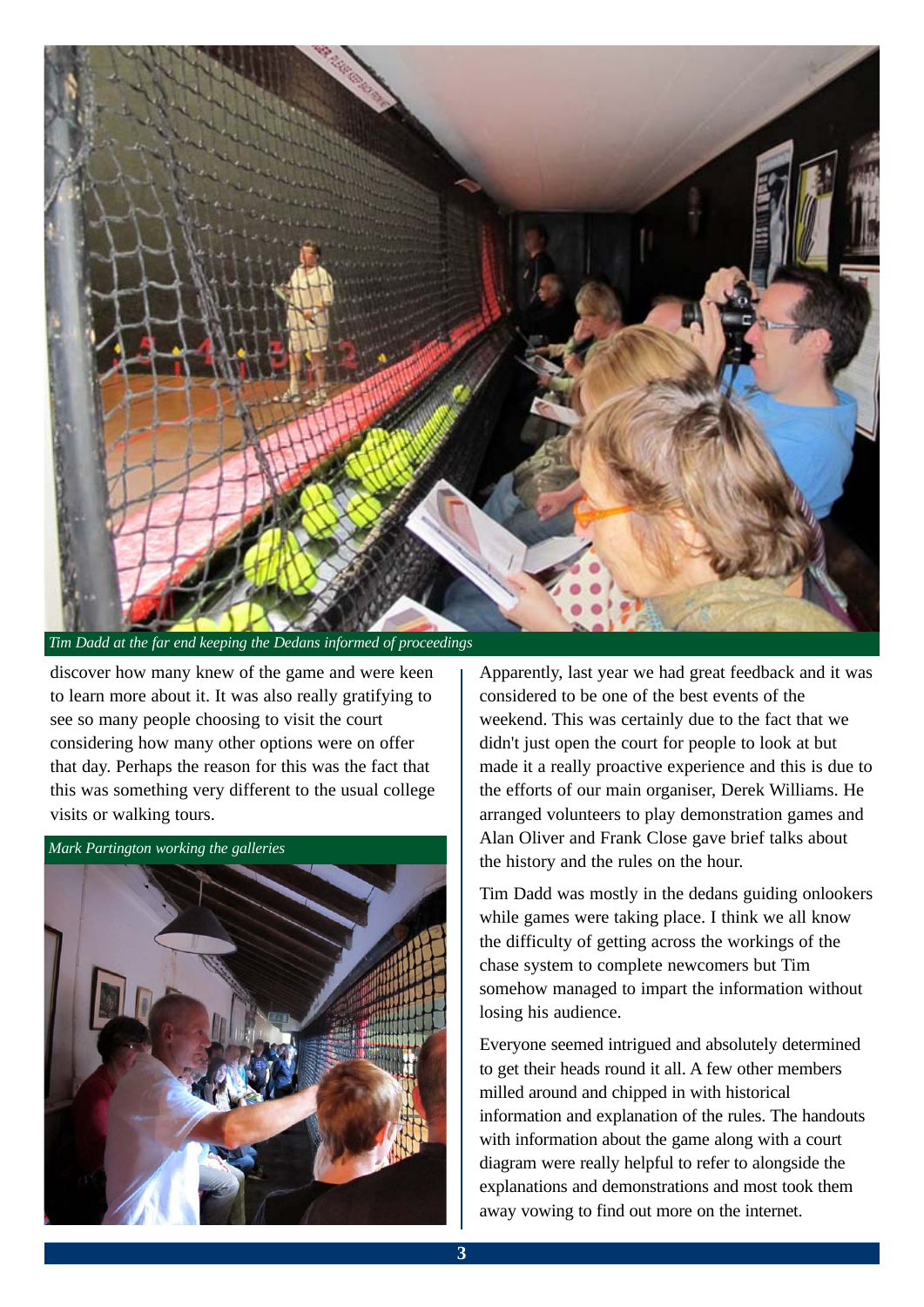Tim Dadd at the far end keeping the Dedans informed of proceedings

discover how many knew of the game and were keen to learn more about it. It was also really gratifying to see so many people choosing to visit the court considering how many other options were on offer that day. Perhaps the reason for this was the fact that this was something very different to the usual college visits or walking tours.

Mark Partington working the galleries

Apparently, last year we had great feedback and it was considered to be one of the best events of the weekend. This was certainly due to the fact that we didn't just open the court for people to look at but made it a really proactive experience and this is due to the efforts of our main organiser, Derek Williams. He arranged volunteers to play demonstration games and Alan Oliver and Frank Close gave brief talks about the history and the rules on the hour.

Tim Dadd was mostly in the dedans guiding onlookers while games were taking place. I think we all know the difficulty of getting across the workings of the chase system to complete newcomers but Tim somehow managed to impart the information without losing his audience.

Everyone seemed intrigued and absolutely determined to get their heads round it all. A few other members milled around and chipped in with historical information and explanation of the rules. The handouts with information about the game along with a court diagram were really helpful to refer to alongside the explanations and demonstrations and most took them away vowing to find out more on the internet.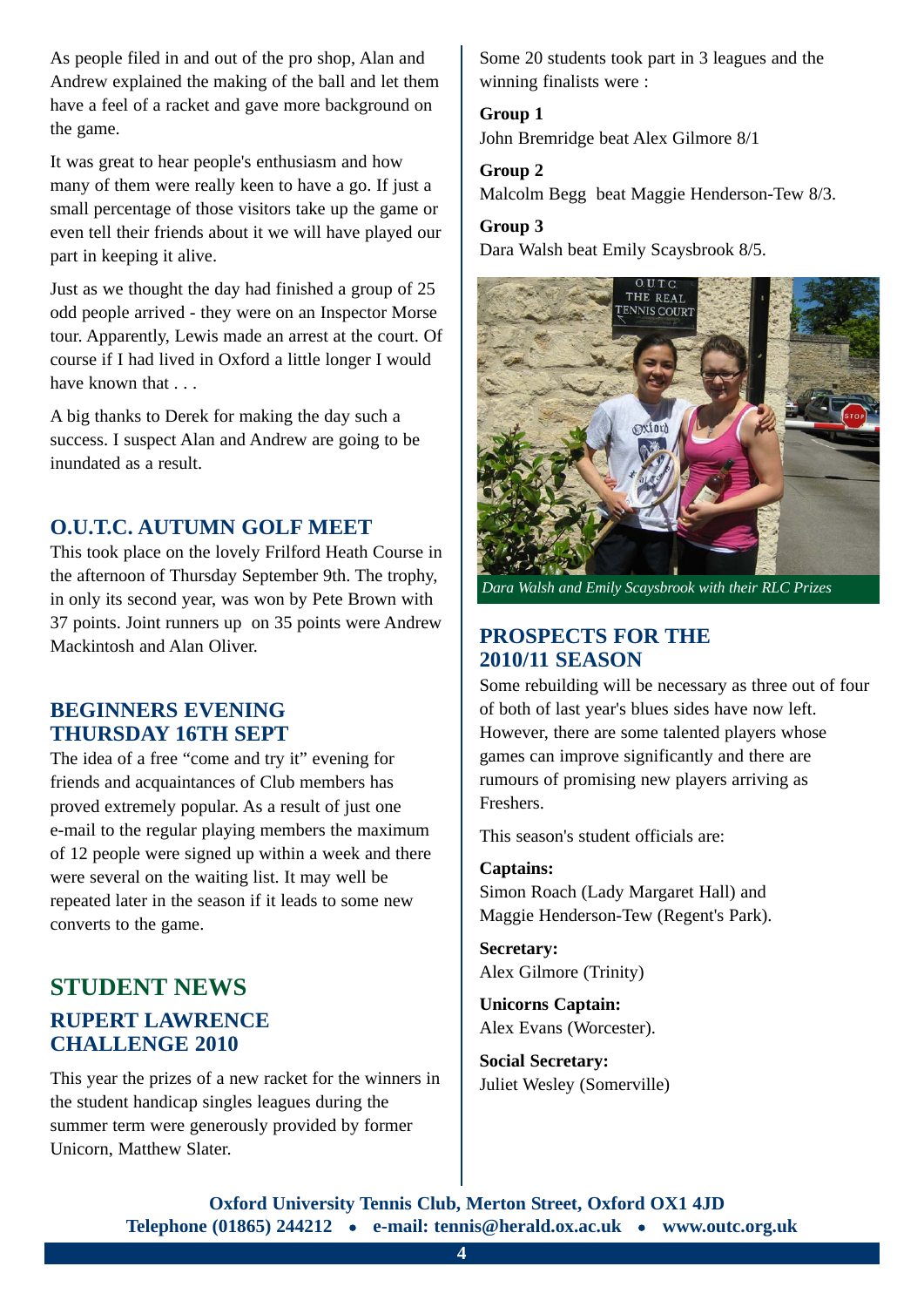As people filed in and out of the pro shop, Alan and Andrew explained the making of the ball and let them have a feel of a racket and gave more background on the game.

It was great to hear people's enthusiasm and how many of them were really keen to have a go. If just a small percentage of those visitors take up the game or even tell their friends about it we will have played our part in keeping it alive.

Just as we thought the day had finished a group of 25 odd people arrived - they were on an Inspector Morse tour. Apparently, Lewis made an arrest at the court. Of course if I had lived in Oxford a little longer I would have known that . . .

A big thanks to Derek for making the day such a success. I suspect Alan and Andrew are going to be inundated as a result.

## O.U.T.C. AUTUMN GOLF MEET

This took place on the lovely Frilford Heath Course in the afternoon of Thursday September 9th. The trophy, in only its second year, was won by Pete Brown with 37 points. Joint runners up on 35 points were Andrew Mackintosh and Alan Oliver.

## BEGINNERS EVENING THURSDAY 16TH SEPT

The idea of a free "come and try it" evening for friends and acquaintances of Club members has proved extremely popular. As a result of just one e-mail to the regular playing members the maximum of 12 people were signed up within a week and there were several on the waiting list. It may well be repeated later in the season if it leads to some new converts to the game.

# STUDENT NEWS

## RUPERT LAWRENCE CHALLENGE 2010

This year the prizes of a new racket for the winners in the student handicap singles leagues during the summer term were generously provided by former Unicorn, Matthew Slater.

Some 20 students took part in 3 leagues and the winning finalists were :

**Group 1**
John Bremridge beat Alex Gilmore 8/1

**Group 2**
Malcolm Begg beat Maggie Henderson-Tew 8/3.

**Group 3**
Dara Walsh beat Emily Scaysbrook 8/5.

*Dara Walsh and Emily Scaysbrook with their RLC Prizes*

## PROSPECTS FOR THE 2010/11 SEASON

Some rebuilding will be necessary as three out of four of both of last year's blues sides have now left. However, there are some talented players whose games can improve significantly and there are rumours of promising new players arriving as Freshers.

This season's student officials are:

**Captains:**
Simon Roach (Lady Margaret Hall) and Maggie Henderson-Tew (Regent's Park).

**Secretary:**
Alex Gilmore (Trinity)

**Unicorns Captain:**
Alex Evans (Worcester).

**Social Secretary:**
Juliet Wesley (Somerville)

**Oxford University Tennis Club, Merton Street, Oxford OX1 4JD**
**Telephone (01865) 244212 • e-mail: tennis@herald.ox.ac.uk • www.outc.org.uk**